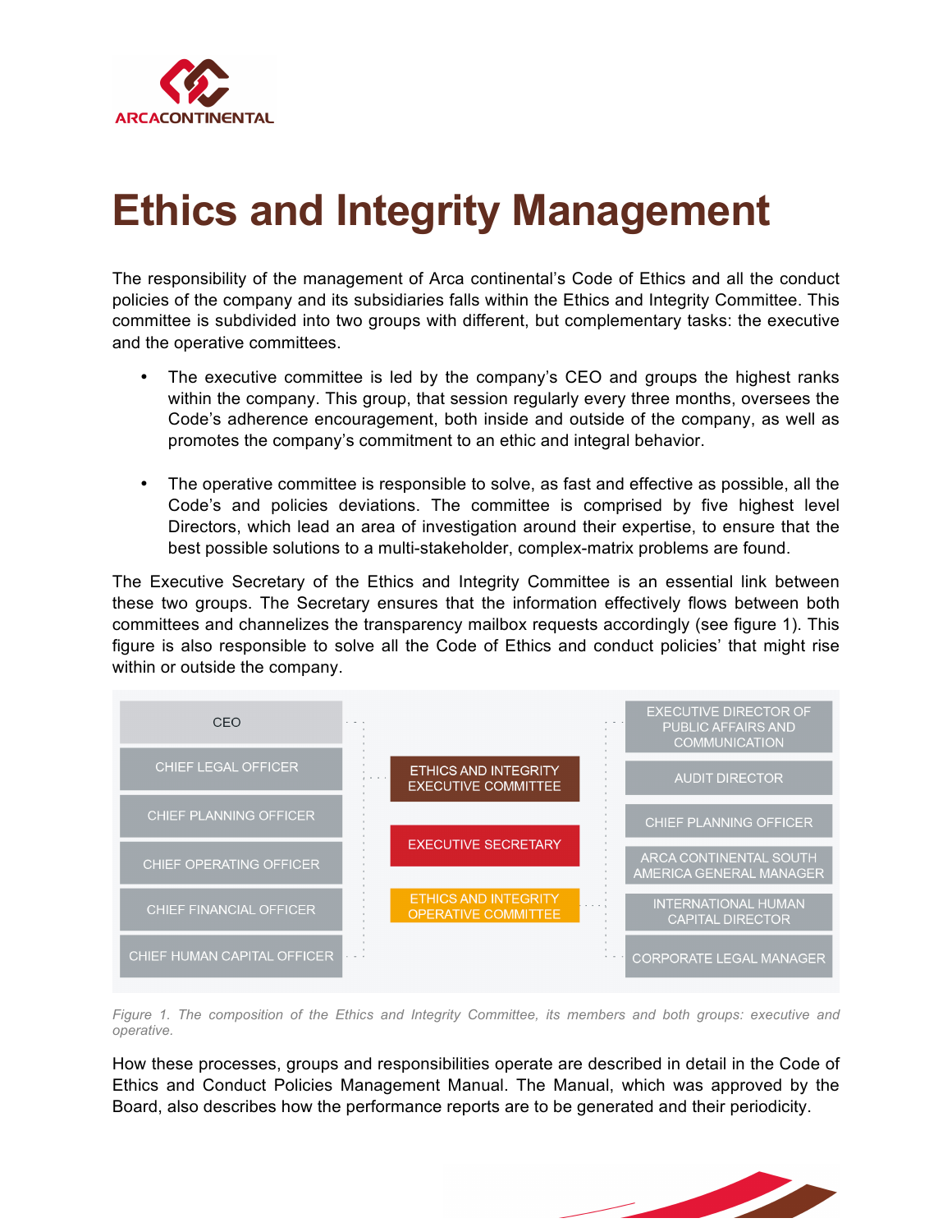# Ethics and Integrity Management

The responsibility of the management of Arca continental's Code of Ethics and all the conduct policies of the company and its subsidiaries falls within the Ethics and Integrity Committee. This committee is subdivided into two groups with different, but complementary tasks: the executive and the operative committees.

- The executive committee is led by the company's CEO and groups the highest ranks within the company. This group, that session regularly every three months, oversees the Code's adherence encouragement, both inside and outside of the company, as well as promotes the company's commitment to an ethic and integral behavior.
- The operative committee is responsible to solve, as fast and effective as possible, all the Code's and policies deviations. The committee is comprised by five highest level Directors, which lead an area of investigation around their expertise, to ensure that the best possible solutions to a multi-stakeholder, complex-matrix problems are found.

The Executive Secretary of the Ethics and Integrity Committee is an essential link between these two groups. The Secretary ensures that the information effectively flows between both committees and channelizes the transparency mailbox requests accordingly (see figure 1). This figure is also responsible to solve all the Code of Ethics and conduct policies' that might rise within or outside the company.

| Ethics and Integrity Executive Committee | Executive Secretary | Ethics and Integrity Operative Committee |
|---|---|---|
| CEO | | EXECUTIVE DIRECTOR OF PUBLIC AFFAIRS AND COMMUNICATION |
| CHIEF LEGAL OFFICER | | AUDIT DIRECTOR |
| CHIEF PLANNING OFFICER | | CHIEF PLANNING OFFICER |
| CHIEF OPERATING OFFICER | | ARCA CONTINENTAL SOUTH AMERICA GENERAL MANAGER |
| CHIEF FINANCIAL OFFICER | | INTERNATIONAL HUMAN CAPITAL DIRECTOR |
| CHIEF HUMAN CAPITAL OFFICER | | CORPORATE LEGAL MANAGER |

*Figure 1. The composition of the Ethics and Integrity Committee, its members and both groups: executive and operative.*

How these processes, groups and responsibilities operate are described in detail in the Code of Ethics and Conduct Policies Management Manual. The Manual, which was approved by the Board, also describes how the performance reports are to be generated and their periodicity.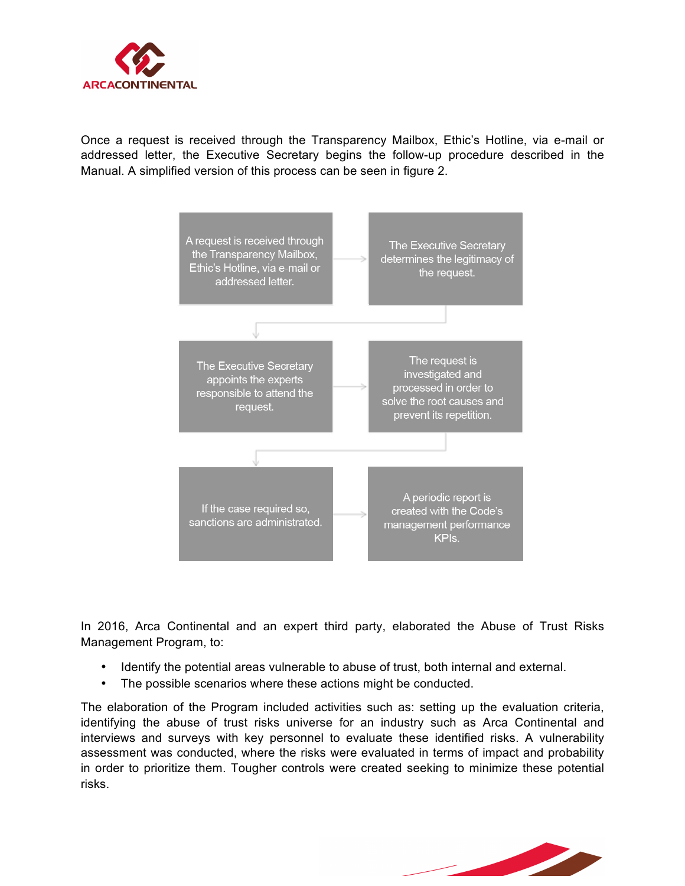Once a request is received through the Transparency Mailbox, Ethic's Hotline, via e-mail or addressed letter, the Executive Secretary begins the follow-up procedure described in the Manual. A simplified version of this process can be seen in figure 2.

A request is received through the Transparency Mailbox, Ethic's Hotline, via e-mail or addressed letter.

The Executive Secretary determines the legitimacy of the request.

The Executive Secretary appoints the experts responsible to attend the request.

The request is investigated and processed in order to solve the root causes and prevent its repetition.

If the case required so, sanctions are administrated.

A periodic report is created with the Code's management performance KPIs.

In 2016, Arca Continental and an expert third party, elaborated the Abuse of Trust Risks Management Program, to:

- Identify the potential areas vulnerable to abuse of trust, both internal and external.
- The possible scenarios where these actions might be conducted.

The elaboration of the Program included activities such as: setting up the evaluation criteria, identifying the abuse of trust risks universe for an industry such as Arca Continental and interviews and surveys with key personnel to evaluate these identified risks. A vulnerability assessment was conducted, where the risks were evaluated in terms of impact and probability in order to prioritize them. Tougher controls were created seeking to minimize these potential risks.